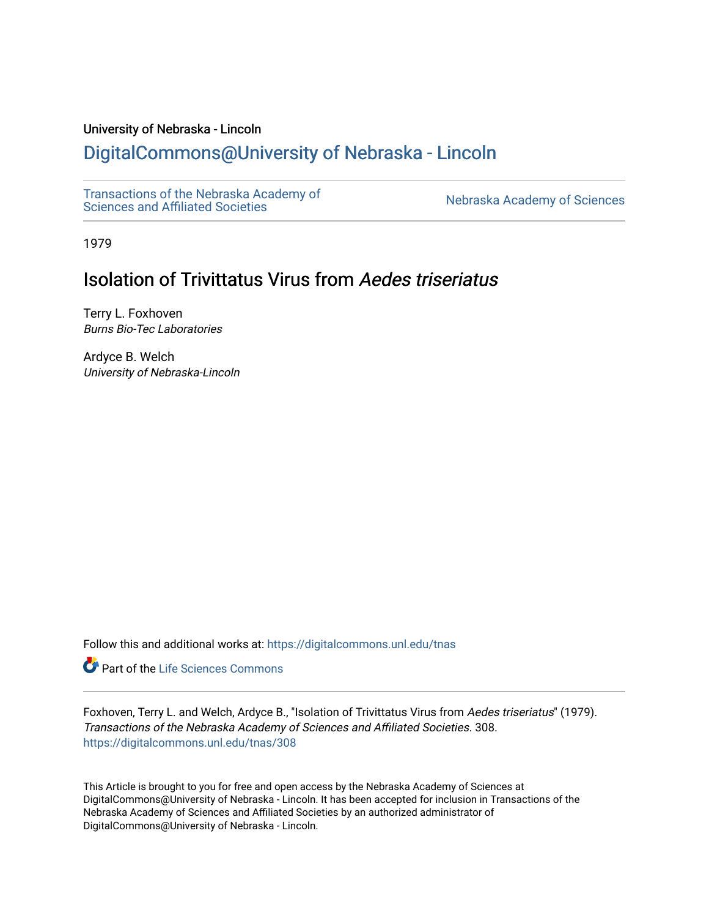University of Nebraska - Lincoln

## DigitalCommons@University of Nebraska - Lincoln

Transactions of the Nebraska Academy of Sciences and Affiliated Societies

Nebraska Academy of Sciences

1979

# Isolation of Trivittatus Virus from *Aedes triseriatus*

Terry L. Foxhoven
*Burns Bio-Tec Laboratories*

Ardyce B. Welch
*University of Nebraska-Lincoln*

Follow this and additional works at: https://digitalcommons.unl.edu/tnas

Part of the Life Sciences Commons

Foxhoven, Terry L. and Welch, Ardyce B., "Isolation of Trivittatus Virus from *Aedes triseriatus*" (1979). *Transactions of the Nebraska Academy of Sciences and Affiliated Societies*. 308.
https://digitalcommons.unl.edu/tnas/308

This Article is brought to you for free and open access by the Nebraska Academy of Sciences at DigitalCommons@University of Nebraska - Lincoln. It has been accepted for inclusion in Transactions of the Nebraska Academy of Sciences and Affiliated Societies by an authorized administrator of DigitalCommons@University of Nebraska - Lincoln.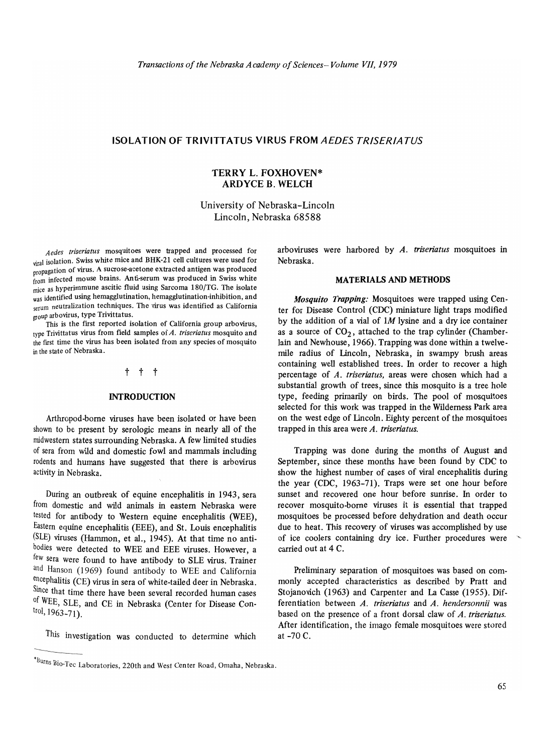# ISOLATION OF TRIVITTATUS VIRUS FROM *AEDES TRISERIATUS*

**TERRY L. FOXHOVEN\***
**ARDYCE B. WELCH**

University of Nebraska–Lincoln
Lincoln, Nebraska 68588

*Aedes triseriatus* mosquitoes were trapped and processed for viral isolation. Swiss white mice and BHK-21 cell cultures were used for propagation of virus. A sucrose-acetone extracted antigen was produced from infected mouse brains. Anti-serum was produced in Swiss white mice as hyperimmune ascitic fluid using Sarcoma 180/TG. The isolate was identified using hemagglutination, hemagglutination-inhibition, and serum neutralization techniques. The virus was identified as California group arbovirus, type Trivittatus.

This is the first reported isolation of California group arbovirus, type Trivittatus virus from field samples of *A. triseriatus* mosquito and the first time the virus has been isolated from any species of mosquito in the state of Nebraska.

† † †

## INTRODUCTION

Arthropod-borne viruses have been isolated or have been shown to be present by serologic means in nearly all of the midwestern states surrounding Nebraska. A few limited studies of sera from wild and domestic fowl and mammals including rodents and humans have suggested that there is arbovirus activity in Nebraska.

During an outbreak of equine encephalitis in 1943, sera from domestic and wild animals in eastern Nebraska were tested for antibody to Western equine encephalitis (WEE), Eastern equine encephalitis (EEE), and St. Louis encephalitis (SLE) viruses (Hammon, et al., 1945). At that time no antibodies were detected to WEE and EEE viruses. However, a few sera were found to have antibody to SLE virus. Trainer and Hanson (1969) found antibody to WEE and California encephalitis (CE) virus in sera of white-tailed deer in Nebraska. Since that time there have been several recorded human cases of WEE, SLE, and CE in Nebraska (Center for Disease Control, 1963-71).

This investigation was conducted to determine which arboviruses were harbored by *A. triseriatus* mosquitoes in Nebraska.

## MATERIALS AND METHODS

***Mosquito Trapping:*** Mosquitoes were trapped using Center for Disease Control (CDC) miniature light traps modified by the addition of a vial of 1*M* lysine and a dry ice container as a source of $CO_2$, attached to the trap cylinder (Chamberlain and Newhouse, 1966). Trapping was done within a twelve-mile radius of Lincoln, Nebraska, in swampy brush areas containing well established trees. In order to recover a high percentage of *A. triseriatus,* areas were chosen which had a substantial growth of trees, since this mosquito is a tree hole type, feeding primarily on birds. The pool of mosquitoes selected for this work was trapped in the Wilderness Park area on the west edge of Lincoln. Eighty percent of the mosquitoes trapped in this area were *A. triseriatus.*

Trapping was done during the months of August and September, since these months have been found by CDC to show the highest number of cases of viral encephalitis during the year (CDC, 1963-71). Traps were set one hour before sunset and recovered one hour before sunrise. In order to recover mosquito-borne viruses it is essential that trapped mosquitoes be processed before dehydration and death occur due to heat. This recovery of viruses was accomplished by use of ice coolers containing dry ice. Further procedures were carried out at 4 C.

Preliminary separation of mosquitoes was based on commonly accepted characteristics as described by Pratt and Stojanovich (1963) and Carpenter and La Casse (1955). Differentiation between *A. triseriatus* and *A. hendersonnii* was based on the presence of a front dorsal claw of *A. triseriatus.* After identification, the imago female mosquitoes were stored at -70 C.

\*Burns Bio-Tec Laboratories, 220th and West Center Road, Omaha, Nebraska.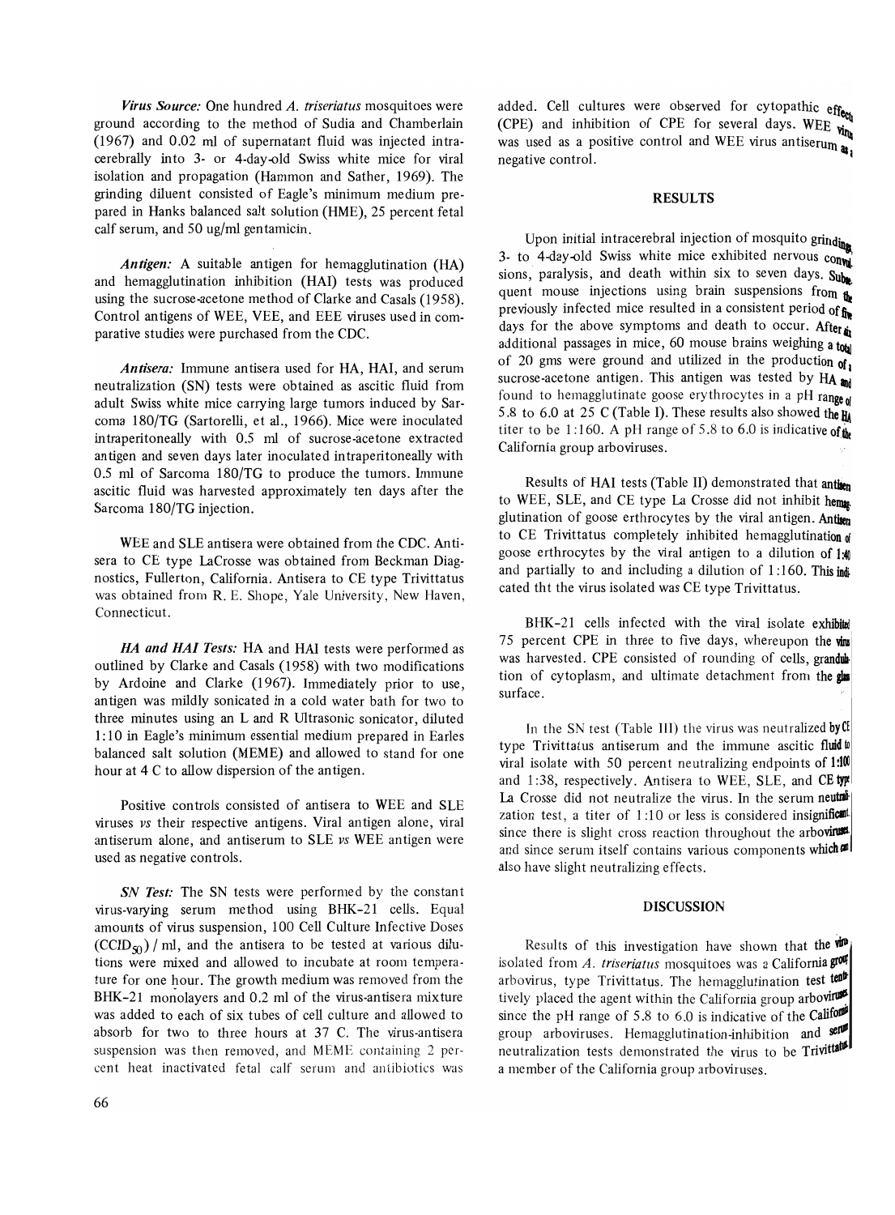*Virus Source:* One hundred *A. triseriatus* mosquitoes were ground according to the method of Sudia and Chamberlain (1967) and 0.02 ml of supernatant fluid was injected intracerebrally into 3- or 4-day-old Swiss white mice for viral isolation and propagation (Hammon and Sather, 1969). The grinding diluent consisted of Eagle's minimum medium prepared in Hanks balanced salt solution (HME), 25 percent fetal calf serum, and 50 ug/ml gentamicin.

*Antigen:* A suitable antigen for hemagglutination (HA) and hemagglutination inhibition (HAI) tests was produced using the sucrose-acetone method of Clarke and Casals (1958). Control antigens of WEE, VEE, and EEE viruses used in comparative studies were purchased from the CDC.

*Antisera:* Immune antisera used for HA, HAI, and serum neutralization (SN) tests were obtained as ascitic fluid from adult Swiss white mice carrying large tumors induced by Sarcoma 180/TG (Sartorelli, et al., 1966). Mice were inoculated intraperitoneally with 0.5 ml of sucrose-acetone extracted antigen and seven days later inoculated intraperitoneally with 0.5 ml of Sarcoma 180/TG to produce the tumors. Immune ascitic fluid was harvested approximately ten days after the Sarcoma 180/TG injection.

WEE and SLE antisera were obtained from the CDC. Antisera to CE type LaCrosse was obtained from Beckman Diagnostics, Fullerton, California. Antisera to CE type Trivittatus was obtained from R. E. Shope, Yale University, New Haven, Connecticut.

*HA and HAI Tests:* HA and HAI tests were performed as outlined by Clarke and Casals (1958) with two modifications by Ardoine and Clarke (1967). Immediately prior to use, antigen was mildly sonicated in a cold water bath for two to three minutes using an L and R Ultrasonic sonicator, diluted 1:10 in Eagle's minimum essential medium prepared in Earles balanced salt solution (MEME) and allowed to stand for one hour at 4 C to allow dispersion of the antigen.

Positive controls consisted of antisera to WEE and SLE viruses *vs* their respective antigens. Viral antigen alone, viral antiserum alone, and antiserum to SLE *vs* WEE antigen were used as negative controls.

*SN Test:* The SN tests were performed by the constant virus-varying serum method using BHK-21 cells. Equal amounts of virus suspension, 100 Cell Culture Infective Doses ($CCID_{50}$) / ml, and the antisera to be tested at various dilutions were mixed and allowed to incubate at room temperature for one hour. The growth medium was removed from the BHK-21 monolayers and 0.2 ml of the virus-antisera mixture was added to each of six tubes of cell culture and allowed to absorb for two to three hours at 37 C. The virus-antisera suspension was then removed, and MEME containing 2 percent heat inactivated fetal calf serum and antibiotics was added. Cell cultures were observed for cytopathic effect (CPE) and inhibition of CPE for several days. WEE virus was used as a positive control and WEE virus antiserum as a negative control.

## RESULTS

Upon initial intracerebral injection of mosquito grindings, 3- to 4-day-old Swiss white mice exhibited nervous convulsions, paralysis, and death within six to seven days. Subsequent mouse injections using brain suspensions from the previously infected mice resulted in a consistent period of five days for the above symptoms and death to occur. After six additional passages in mice, 60 mouse brains weighing a total of 20 gms were ground and utilized in the production of a sucrose-acetone antigen. This antigen was tested by HA and found to hemagglutinate goose erythrocytes in a pH range of 5.8 to 6.0 at 25 C (Table I). These results also showed the HA titer to be 1:160. A pH range of 5.8 to 6.0 is indicative of the California group arboviruses.

Results of HAI tests (Table II) demonstrated that antisera to WEE, SLE, and CE type La Crosse did not inhibit hemagglutination of goose erthrocytes by the viral antigen. Antisera to CE Trivittatus completely inhibited hemagglutination of goose erthrocytes by the viral antigen to a dilution of 1:40 and partially to and including a dilution of 1:160. This indicated tht the virus isolated was CE type Trivittatus.

BHK-21 cells infected with the viral isolate exhibited 75 percent CPE in three to five days, whereupon the virus was harvested. CPE consisted of rounding of cells, granulation of cytoplasm, and ultimate detachment from the glass surface.

In the SN test (Table III) the virus was neutralized by CE type Trivittatus antiserum and the immune ascitic fluid to viral isolate with 50 percent neutralizing endpoints of 1:100 and 1:38, respectively. Antisera to WEE, SLE, and CE type La Crosse did not neutralize the virus. In the serum neutralization test, a titer of 1:10 or less is considered insignificant since there is slight cross reaction throughout the arboviruses and since serum itself contains various components which can also have slight neutralizing effects.

## DISCUSSION

Results of this investigation have shown that the virus isolated from *A. triseriatus* mosquitoes was a California group arbovirus, type Trivittatus. The hemagglutination test tentatively placed the agent within the California group arboviruses since the pH range of 5.8 to 6.0 is indicative of the California group arboviruses. Hemagglutination-inhibition and serum neutralization tests demonstrated the virus to be Trivittatus, a member of the California group arboviruses.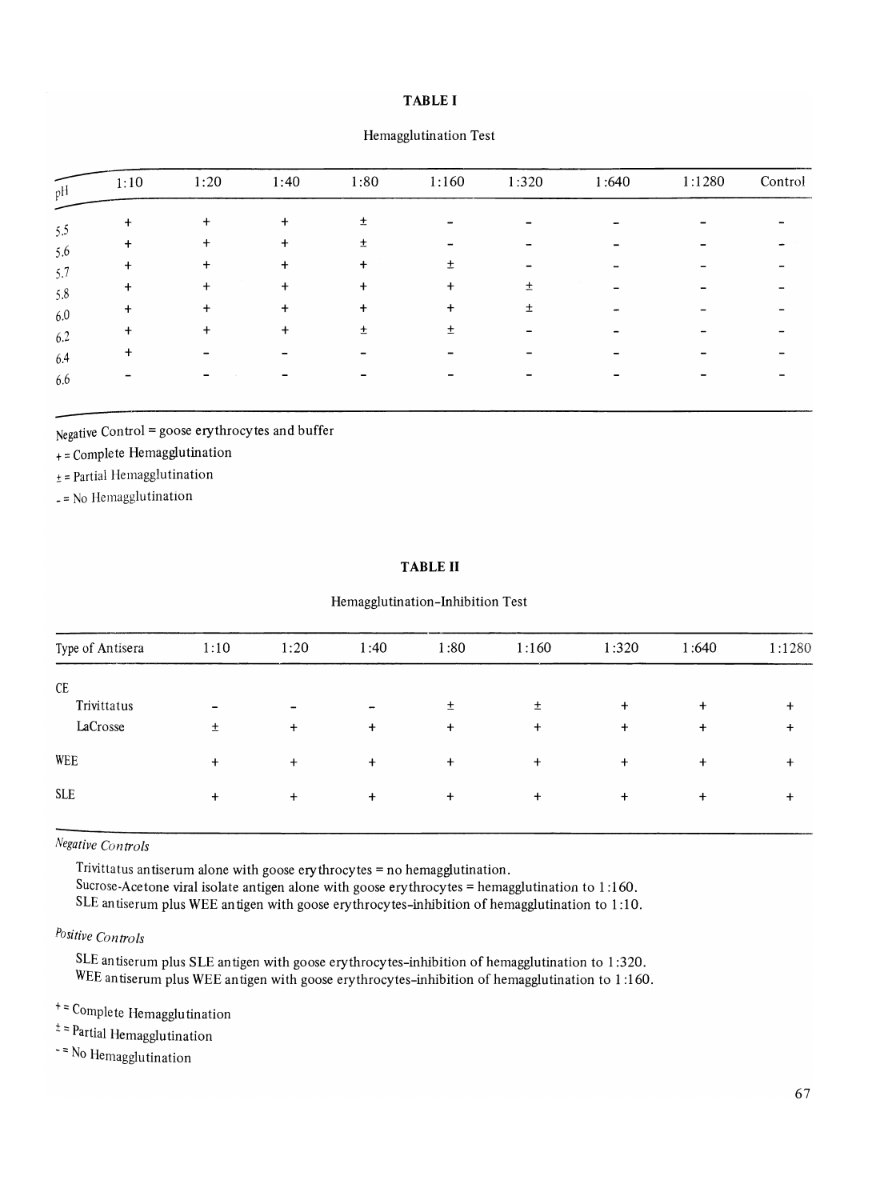**TABLE I**

Hemagglutination Test

| pH | 1:10 | 1:20 | 1:40 | 1:80 | 1:160 | 1:320 | 1:640 | 1:1280 | Control |
|---|---|---|---|---|---|---|---|---|---|
| 5.5 | + | + | + | ± | - | - | - | - | - |
| 5.6 | + | + | + | ± | - | - | - | - | - |
| 5.7 | + | + | + | + | ± | - | - | - | - |
| 5.8 | + | + | + | + | + | ± | - | - | - |
| 6.0 | + | + | + | + | + | ± | - | - | - |
| 6.2 | + | + | + | ± | ± | - | - | - | - |
| 6.4 | + | - | - | - | - | - | - | - | - |
| 6.6 | - | - | - | - | - | - | - | - | - |

Negative Control = goose erythrocytes and buffer

+ = Complete Hemagglutination

± = Partial Hemagglutination

- = No Hemagglutination

**TABLE II**

Hemagglutination-Inhibition Test

| Type of Antisera | 1:10 | 1:20 | 1:40 | 1:80 | 1:160 | 1:320 | 1:640 | 1:1280 |
|---|---|---|---|---|---|---|---|---|
| CE | | | | | | | | |
| Trivittatus | - | - | - | ± | ± | + | + | + |
| LaCrosse | ± | + | + | + | + | + | + | + |
| WEE | + | + | + | + | + | + | + | + |
| SLE | + | + | + | + | + | + | + | + |

*Negative Controls*

Trivittatus antiserum alone with goose erythrocytes = no hemagglutination.
Sucrose-Acetone viral isolate antigen alone with goose erythrocytes = hemagglutination to 1:160.
SLE antiserum plus WEE antigen with goose erythrocytes-inhibition of hemagglutination to 1:10.

*Positive Controls*

SLE antiserum plus SLE antigen with goose erythrocytes-inhibition of hemagglutination to 1:320.
WEE antiserum plus WEE antigen with goose erythrocytes-inhibition of hemagglutination to 1:160.

+ = Complete Hemagglutination

± = Partial Hemagglutination

- = No Hemagglutination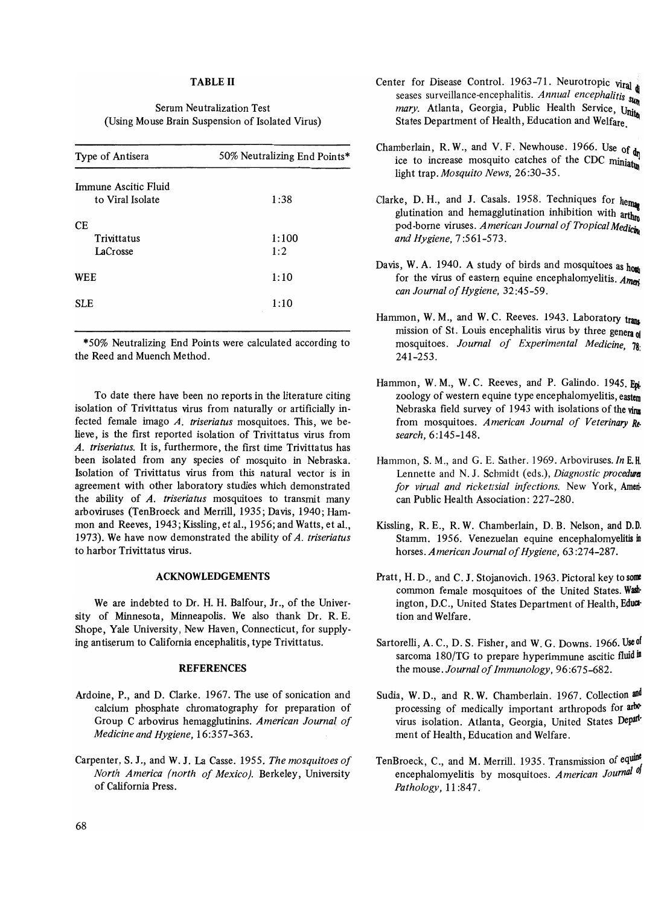**TABLE II**

Serum Neutralization Test
(Using Mouse Brain Suspension of Isolated Virus)

| Type of Antisera | 50% Neutralizing End Points* |
|---|---|
| Immune Ascitic Fluid to Viral Isolate | 1:38 |
| CE | |
| Trivittatus | 1:100 |
| LaCrosse | 1:2 |
| WEE | 1:10 |
| SLE | 1:10 |

*50% Neutralizing End Points were calculated according to the Reed and Muench Method.

To date there have been no reports in the literature citing isolation of Trivittatus virus from naturally or artificially infected female imago *A. triseriatus* mosquitoes. This, we believe, is the first reported isolation of Trivittatus virus from *A. triseriatus*. It is, furthermore, the first time Trivittatus has been isolated from any species of mosquito in Nebraska. Isolation of Trivittatus virus from this natural vector is in agreement with other laboratory studies which demonstrated the ability of *A. triseriatus* mosquitoes to transmit many arboviruses (TenBroeck and Merrill, 1935; Davis, 1940; Hammon and Reeves, 1943; Kissling, et al., 1956; and Watts, et al., 1973). We have now demonstrated the ability of *A. triseriatus* to harbor Trivittatus virus.

## ACKNOWLEDGEMENTS

We are indebted to Dr. H. H. Balfour, Jr., of the University of Minnesota, Minneapolis. We also thank Dr. R. E. Shope, Yale University, New Haven, Connecticut, for supplying antiserum to California encephalitis, type Trivittatus.

## REFERENCES

Ardoine, P., and D. Clarke. 1967. The use of sonication and calcium phosphate chromatography for preparation of Group C arbovirus hemagglutinins. *American Journal of Medicine and Hygiene*, 16:357-363.

Carpenter, S. J., and W. J. La Casse. 1955. *The mosquitoes of North America (north of Mexico)*. Berkeley, University of California Press.

Center for Disease Control. 1963-71. Neurotropic viral diseases surveillance-encephalitis. *Annual encephalitis summary*. Atlanta, Georgia, Public Health Service, United States Department of Health, Education and Welfare.

Chamberlain, R. W., and V. F. Newhouse. 1966. Use of dry ice to increase mosquito catches of the CDC miniature light trap. *Mosquito News*, 26:30-35.

Clarke, D. H., and J. Casals. 1958. Techniques for hemagglutination and hemagglutination inhibition with arthropod-borne viruses. *American Journal of Tropical Medicine and Hygiene*, 7:561-573.

Davis, W. A. 1940. A study of birds and mosquitoes as hosts for the virus of eastern equine encephalomyelitis. *American Journal of Hygiene*, 32:45-59.

Hammon, W. M., and W. C. Reeves. 1943. Laboratory transmission of St. Louis encephalitis virus by three genera of mosquitoes. *Journal of Experimental Medicine*, 78:241-253.

Hammon, W. M., W. C. Reeves, and P. Galindo. 1945. Epizoology of western equine type encephalomyelitis, eastern Nebraska field survey of 1943 with isolations of the virus from mosquitoes. *American Journal of Veterinary Research*, 6:145-148.

Hammon, S. M., and G. E. Sather. 1969. Arboviruses. *In* E. H. Lennette and N. J. Schmidt (eds.), *Diagnostic procedures for virual and rickettsial infections*. New York, American Public Health Association: 227-280.

Kissling, R. E., R. W. Chamberlain, D. B. Nelson, and D. D. Stamm. 1956. Venezuelan equine encephalomyelitis in horses. *American Journal of Hygiene*, 63:274-287.

Pratt, H. D., and C. J. Stojanovich. 1963. Pictoral key to some common female mosquitoes of the United States. Washington, D.C., United States Department of Health, Education and Welfare.

Sartorelli, A. C., D. S. Fisher, and W. G. Downs. 1966. Use of sarcoma 180/TG to prepare hyperimmune ascitic fluid in the mouse. *Journal of Immunology*, 96:675-682.

Sudia, W. D., and R. W. Chamberlain. 1967. Collection and processing of medically important arthropods for arbovirus isolation. Atlanta, Georgia, United States Department of Health, Education and Welfare.

TenBroeck, C., and M. Merrill. 1935. Transmission of equine encephalomyelitis by mosquitoes. *American Journal of Pathology*, 11:847.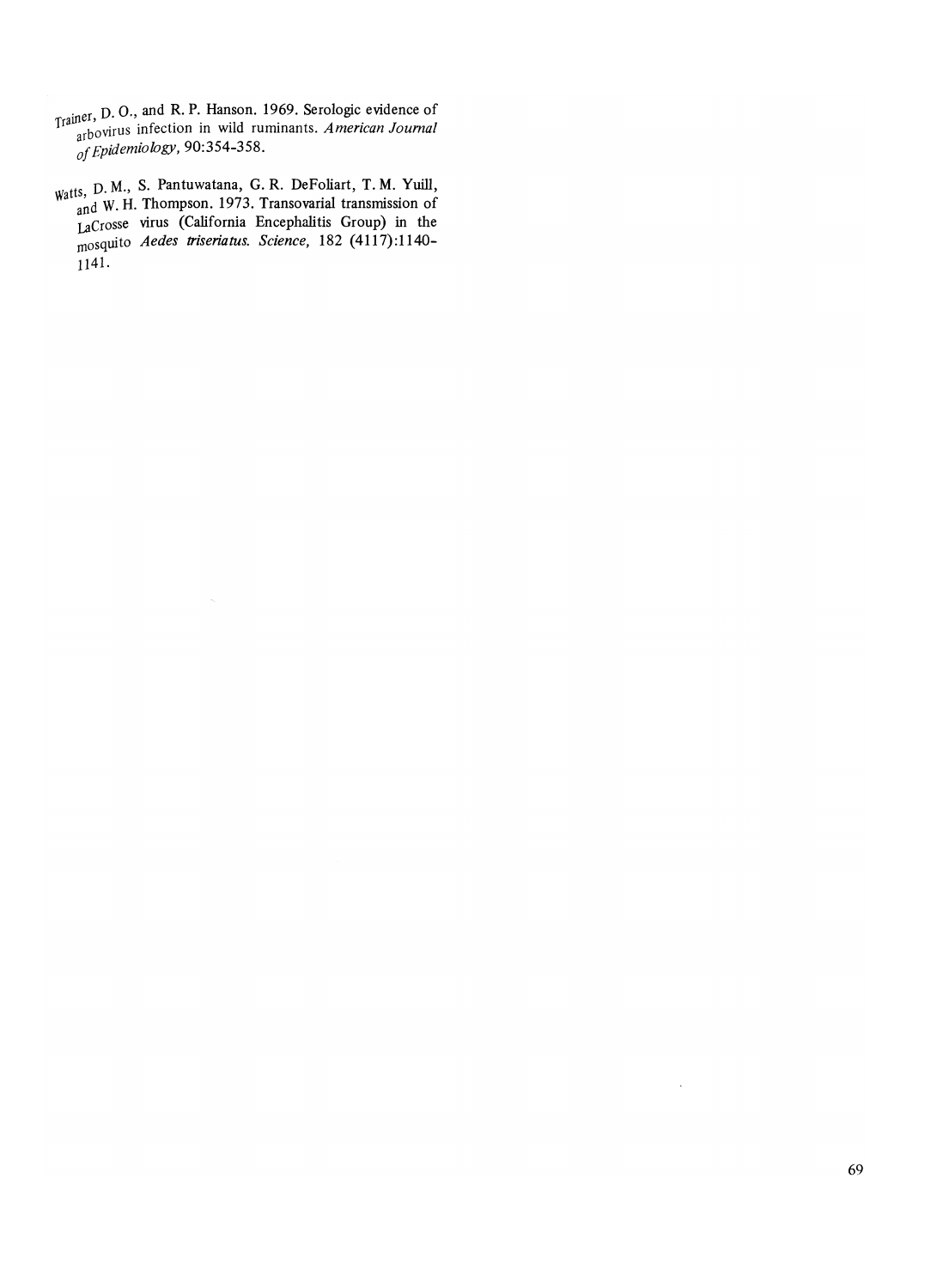Trainer, D. O., and R. P. Hanson. 1969. Serologic evidence of arbovirus infection in wild ruminants. *American Journal of Epidemiology*, 90:354-358.

Watts, D. M., S. Pantuwatana, G. R. DeFoliart, T. M. Yuill, and W. H. Thompson. 1973. Transovarial transmission of LaCrosse virus (California Encephalitis Group) in the mosquito *Aedes triseriatus*. *Science*, 182 (4117):1140-1141.